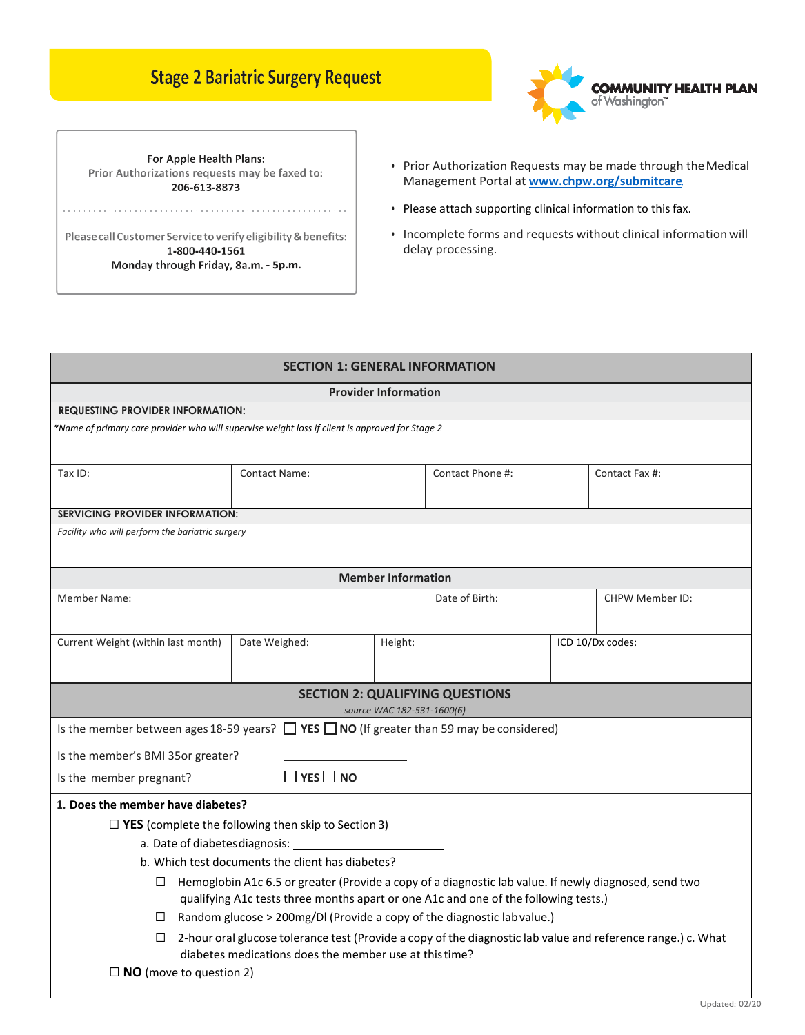# Stage 2 Bariatric Surgery Request

COMMUNITY HEALTH PLAN of Washington™

**For Apple Health Plans:**
Prior Authorizations requests may be faxed to:
**206-613-8873**

Please call Customer Service to verify eligibility & benefits:
**1-800-440-1561**
Monday through Friday, 8a.m. - 5p.m.

- Prior Authorization Requests may be made through the Medical Management Portal at **www.chpw.org/submitcare**
- Please attach supporting clinical information to this fax.
- Incomplete forms and requests without clinical information will delay processing.

## SECTION 1: GENERAL INFORMATION

### Provider Information

**REQUESTING PROVIDER INFORMATION:**

*\*Name of primary care provider who will supervise weight loss if client is approved for Stage 2*

| Tax ID: | Contact Name: | Contact Phone #: | Contact Fax #: |
|---|---|---|---|
| | | | |

**SERVICING PROVIDER INFORMATION:**

*Facility who will perform the bariatric surgery*

### Member Information

| Member Name: | Date of Birth: | CHPW Member ID: |
|---|---|---|
| | | |

| Current Weight (within last month) | Date Weighed: | Height: | ICD 10/Dx codes: |
|---|---|---|---|
| | | | |

## SECTION 2: QUALIFYING QUESTIONS

*source WAC 182-531-1600(6)*

Is the member between ages 18-59 years? ☐ **YES** ☐ **NO** (If greater than 59 may be considered)

Is the member's BMI 35or greater? ______________

Is the member pregnant? ☐ **YES** ☐ **NO**

**1. Does the member have diabetes?**

☐ **YES** (complete the following then skip to Section 3)

a. Date of diabetes diagnosis: ______________________

b. Which test documents the client has diabetes?

☐ Hemoglobin A1c 6.5 or greater (Provide a copy of a diagnostic lab value. If newly diagnosed, send two qualifying A1c tests three months apart or one A1c and one of the following tests.)

☐ Random glucose > 200mg/Dl (Provide a copy of the diagnostic lab value.)

☐ 2-hour oral glucose tolerance test (Provide a copy of the diagnostic lab value and reference range.) c. What diabetes medications does the member use at this time?

☐ **NO** (move to question 2)

Updated: 02/20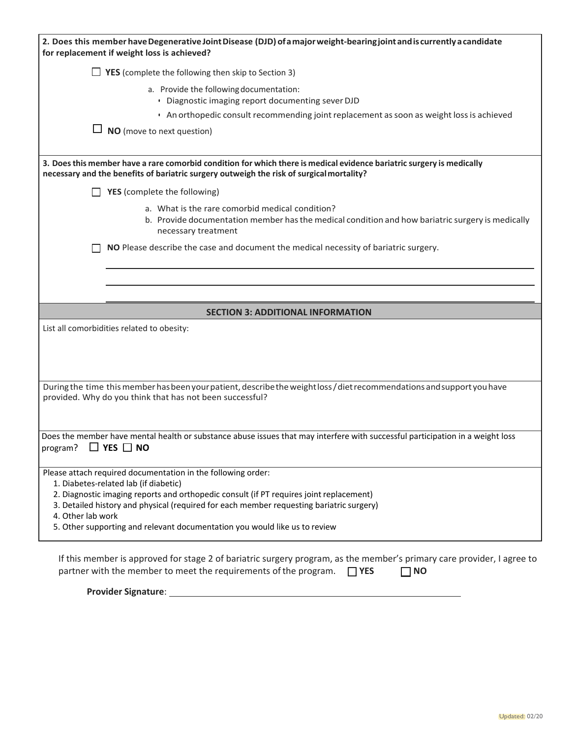**2. Does this member have Degenerative Joint Disease (DJD) of a major weight-bearing joint and is currently a candidate for replacement if weight loss is achieved?**

☐ **YES** (complete the following then skip to Section 3)

a. Provide the following documentation:
   - Diagnostic imaging report documenting sever DJD
   - An orthopedic consult recommending joint replacement as soon as weight loss is achieved

☐ **NO** (move to next question)

**3. Does this member have a rare comorbid condition for which there is medical evidence bariatric surgery is medically necessary and the benefits of bariatric surgery outweigh the risk of surgical mortality?**

☐ **YES** (complete the following)

a. What is the rare comorbid medical condition?
b. Provide documentation member has the medical condition and how bariatric surgery is medically necessary treatment

☐ **NO** Please describe the case and document the medical necessity of bariatric surgery.

______________________________________________________________________

______________________________________________________________________

______________________________________________________________________

## SECTION 3: ADDITIONAL INFORMATION

List all comorbidities related to obesity:

During the time this member has been your patient, describe the weight loss / diet recommendations and support you have provided. Why do you think that has not been successful?

Does the member have mental health or substance abuse issues that may interfere with successful participation in a weight loss program? ☐ **YES** ☐ **NO**

Please attach required documentation in the following order:

1. Diabetes-related lab (if diabetic)
2. Diagnostic imaging reports and orthopedic consult (if PT requires joint replacement)
3. Detailed history and physical (required for each member requesting bariatric surgery)
4. Other lab work
5. Other supporting and relevant documentation you would like us to review

If this member is approved for stage 2 of bariatric surgery program, as the member's primary care provider, I agree to partner with the member to meet the requirements of the program. ☐ **YES** ☐ **NO**

**Provider Signature**: ______________________________________________

Updated: 02/20